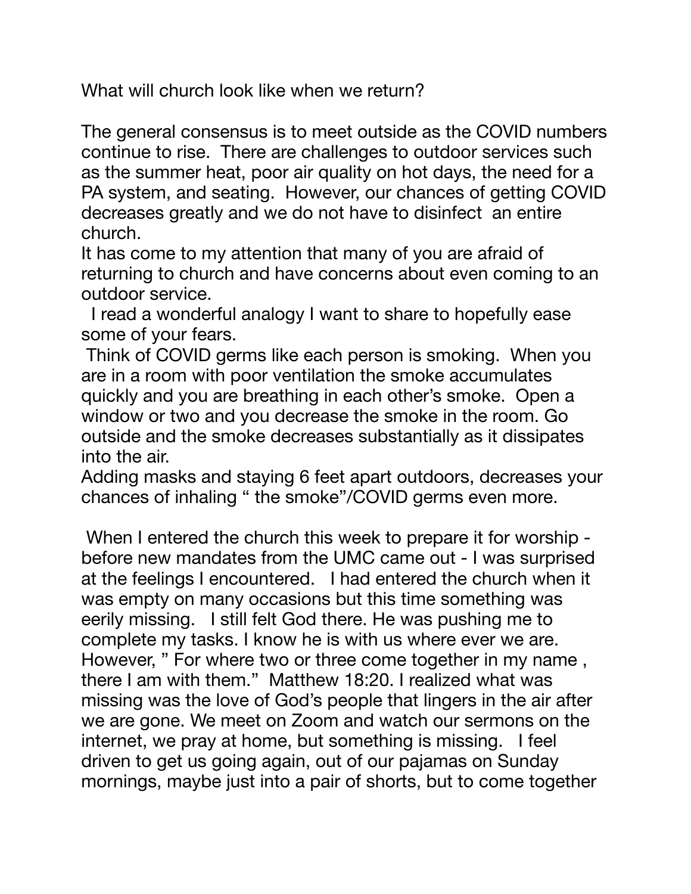What will church look like when we return?

The general consensus is to meet outside as the COVID numbers continue to rise. There are challenges to outdoor services such as the summer heat, poor air quality on hot days, the need for a PA system, and seating. However, our chances of getting COVID decreases greatly and we do not have to disinfect an entire church.

It has come to my attention that many of you are afraid of returning to church and have concerns about even coming to an outdoor service.

I read a wonderful analogy I want to share to hopefully ease some of your fears.

Think of COVID germs like each person is smoking. When you are in a room with poor ventilation the smoke accumulates quickly and you are breathing in each other's smoke. Open a window or two and you decrease the smoke in the room. Go outside and the smoke decreases substantially as it dissipates into the air.

Adding masks and staying 6 feet apart outdoors, decreases your chances of inhaling " the smoke"/COVID germs even more.

When I entered the church this week to prepare it for worship - before new mandates from the UMC came out - I was surprised at the feelings I encountered. I had entered the church when it was empty on many occasions but this time something was eerily missing. I still felt God there. He was pushing me to complete my tasks. I know he is with us where ever we are. However, " For where two or three come together in my name , there I am with them." Matthew 18:20. I realized what was missing was the love of God's people that lingers in the air after we are gone. We meet on Zoom and watch our sermons on the internet, we pray at home, but something is missing. I feel driven to get us going again, out of our pajamas on Sunday mornings, maybe just into a pair of shorts, but to come together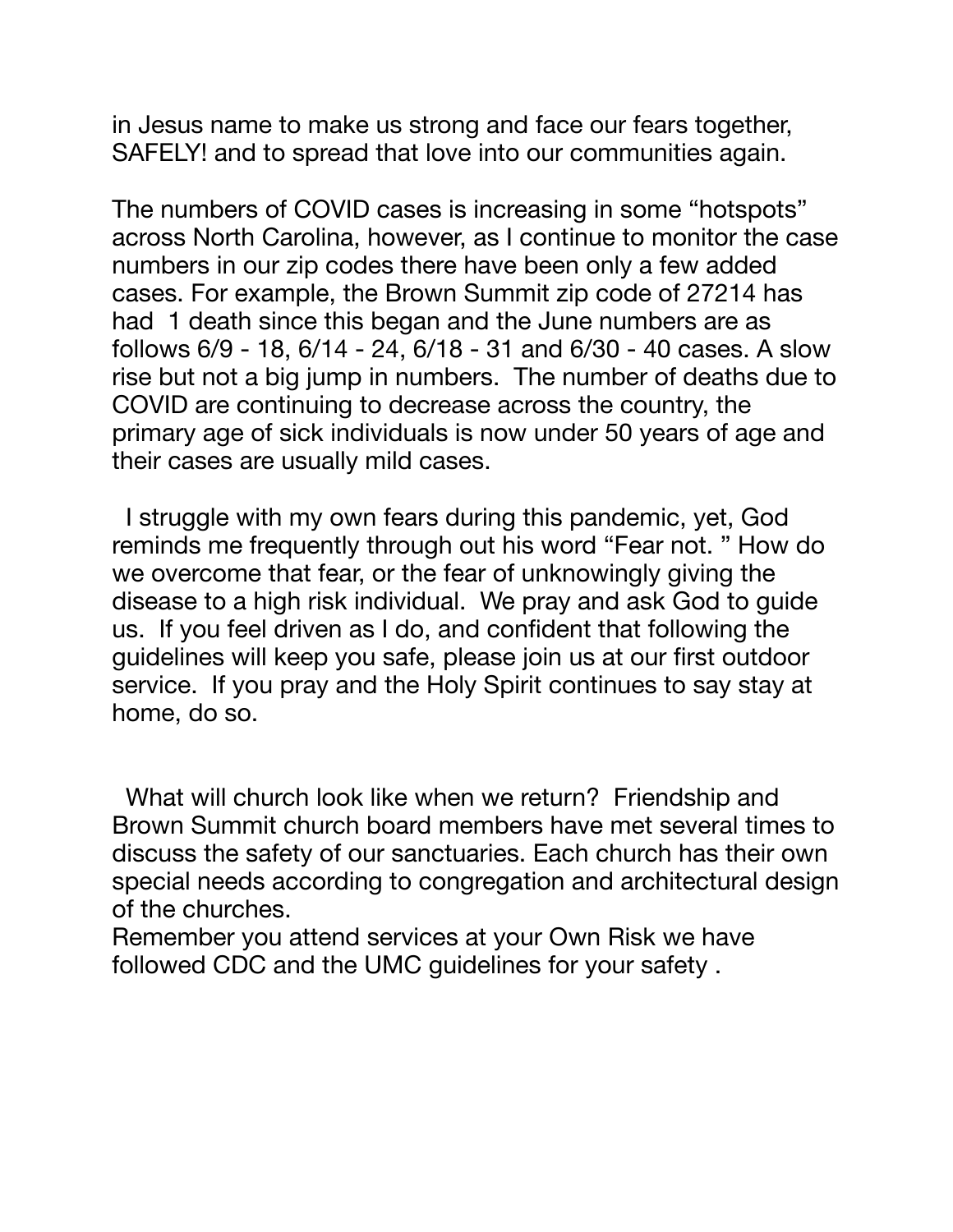in Jesus name to make us strong and face our fears together, SAFELY! and to spread that love into our communities again.

The numbers of COVID cases is increasing in some "hotspots" across North Carolina, however, as I continue to monitor the case numbers in our zip codes there have been only a few added cases. For example, the Brown Summit zip code of 27214 has had 1 death since this began and the June numbers are as follows 6/9 - 18, 6/14 - 24, 6/18 - 31 and 6/30 - 40 cases. A slow rise but not a big jump in numbers. The number of deaths due to COVID are continuing to decrease across the country, the primary age of sick individuals is now under 50 years of age and their cases are usually mild cases.

I struggle with my own fears during this pandemic, yet, God reminds me frequently through out his word "Fear not. " How do we overcome that fear, or the fear of unknowingly giving the disease to a high risk individual. We pray and ask God to guide us. If you feel driven as I do, and confident that following the guidelines will keep you safe, please join us at our first outdoor service. If you pray and the Holy Spirit continues to say stay at home, do so.

What will church look like when we return? Friendship and Brown Summit church board members have met several times to discuss the safety of our sanctuaries. Each church has their own special needs according to congregation and architectural design of the churches.

Remember you attend services at your Own Risk we have followed CDC and the UMC guidelines for your safety .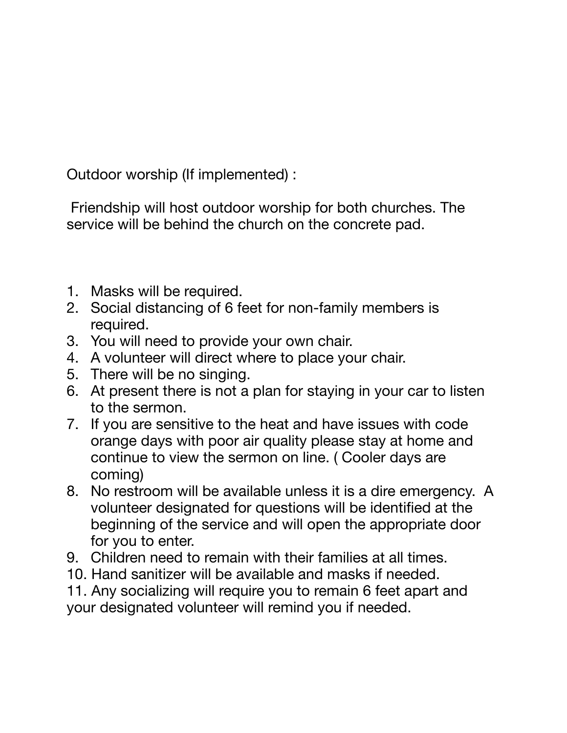Outdoor worship (If implemented) :

Friendship will host outdoor worship for both churches. The service will be behind the church on the concrete pad.

1. Masks will be required.
2. Social distancing of 6 feet for non-family members is required.
3. You will need to provide your own chair.
4. A volunteer will direct where to place your chair.
5. There will be no singing.
6. At present there is not a plan for staying in your car to listen to the sermon.
7. If you are sensitive to the heat and have issues with code orange days with poor air quality please stay at home and continue to view the sermon on line. ( Cooler days are coming)
8. No restroom will be available unless it is a dire emergency. A volunteer designated for questions will be identified at the beginning of the service and will open the appropriate door for you to enter.
9. Children need to remain with their families at all times.
10. Hand sanitizer will be available and masks if needed.
11. Any socializing will require you to remain 6 feet apart and your designated volunteer will remind you if needed.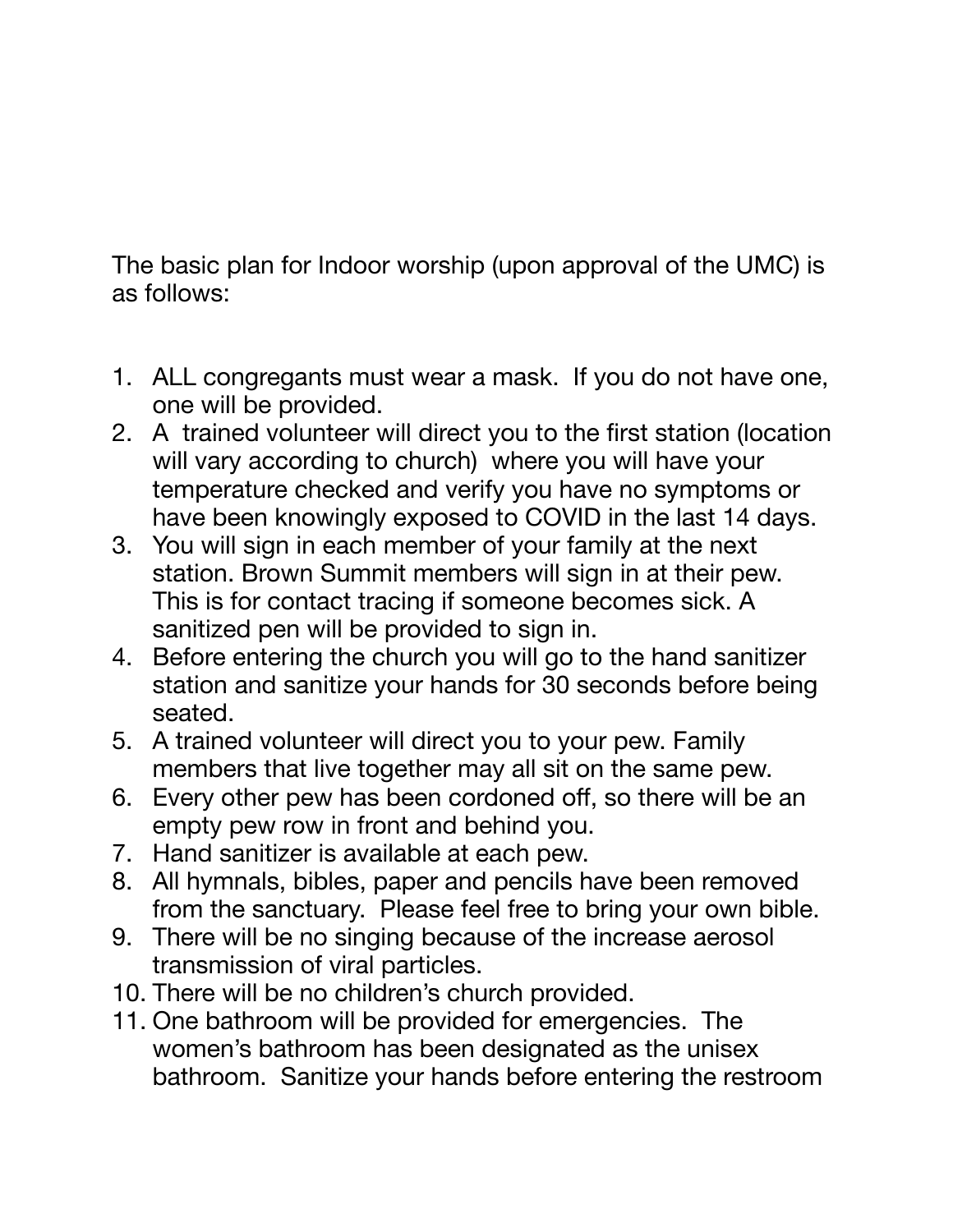The basic plan for Indoor worship (upon approval of the UMC) is as follows:

1. ALL congregants must wear a mask. If you do not have one, one will be provided.
2. A trained volunteer will direct you to the first station (location will vary according to church) where you will have your temperature checked and verify you have no symptoms or have been knowingly exposed to COVID in the last 14 days.
3. You will sign in each member of your family at the next station. Brown Summit members will sign in at their pew. This is for contact tracing if someone becomes sick. A sanitized pen will be provided to sign in.
4. Before entering the church you will go to the hand sanitizer station and sanitize your hands for 30 seconds before being seated.
5. A trained volunteer will direct you to your pew. Family members that live together may all sit on the same pew.
6. Every other pew has been cordoned off, so there will be an empty pew row in front and behind you.
7. Hand sanitizer is available at each pew.
8. All hymnals, bibles, paper and pencils have been removed from the sanctuary. Please feel free to bring your own bible.
9. There will be no singing because of the increase aerosol transmission of viral particles.
10. There will be no children's church provided.
11. One bathroom will be provided for emergencies. The women's bathroom has been designated as the unisex bathroom. Sanitize your hands before entering the restroom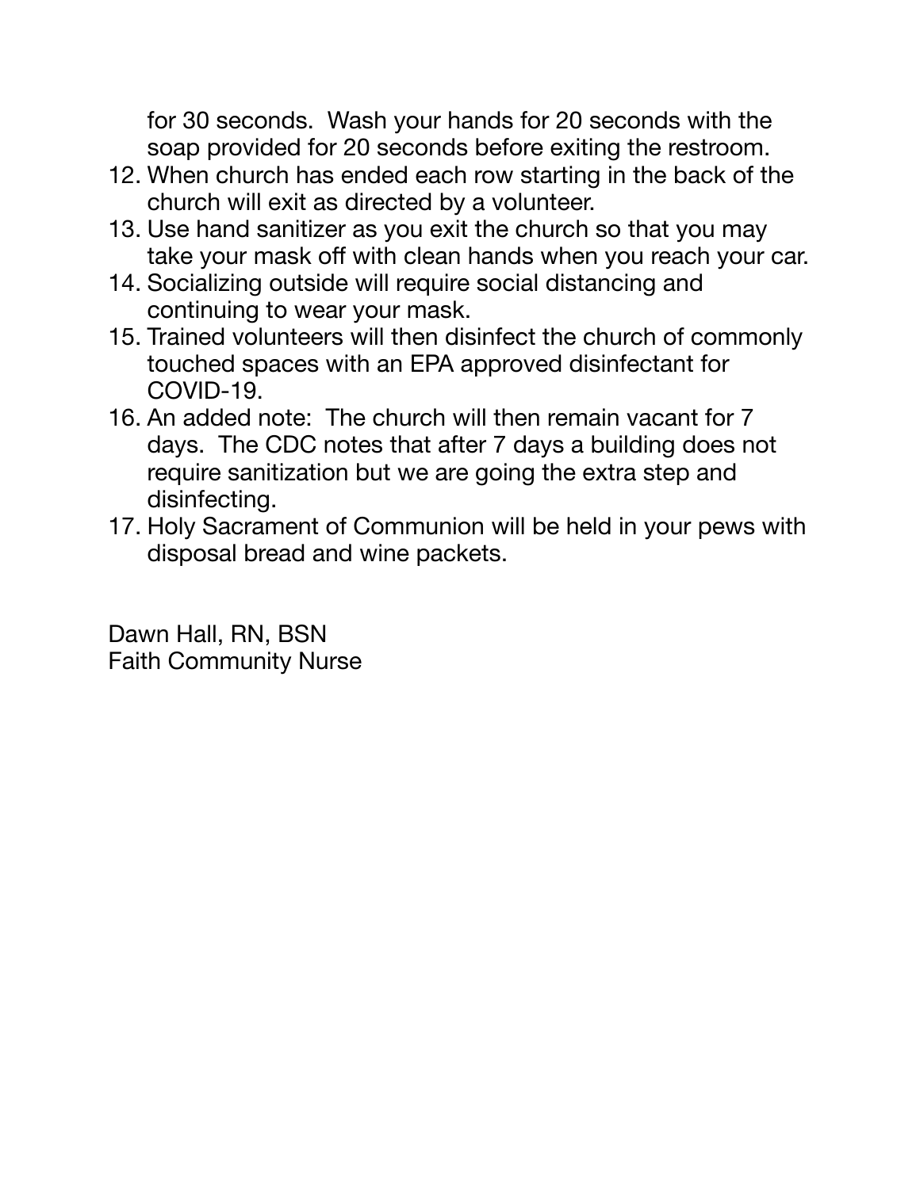for 30 seconds. Wash your hands for 20 seconds with the soap provided for 20 seconds before exiting the restroom.

12. When church has ended each row starting in the back of the church will exit as directed by a volunteer.
13. Use hand sanitizer as you exit the church so that you may take your mask off with clean hands when you reach your car.
14. Socializing outside will require social distancing and continuing to wear your mask.
15. Trained volunteers will then disinfect the church of commonly touched spaces with an EPA approved disinfectant for COVID-19.
16. An added note: The church will then remain vacant for 7 days. The CDC notes that after 7 days a building does not require sanitization but we are going the extra step and disinfecting.
17. Holy Sacrament of Communion will be held in your pews with disposal bread and wine packets.

Dawn Hall, RN, BSN
Faith Community Nurse